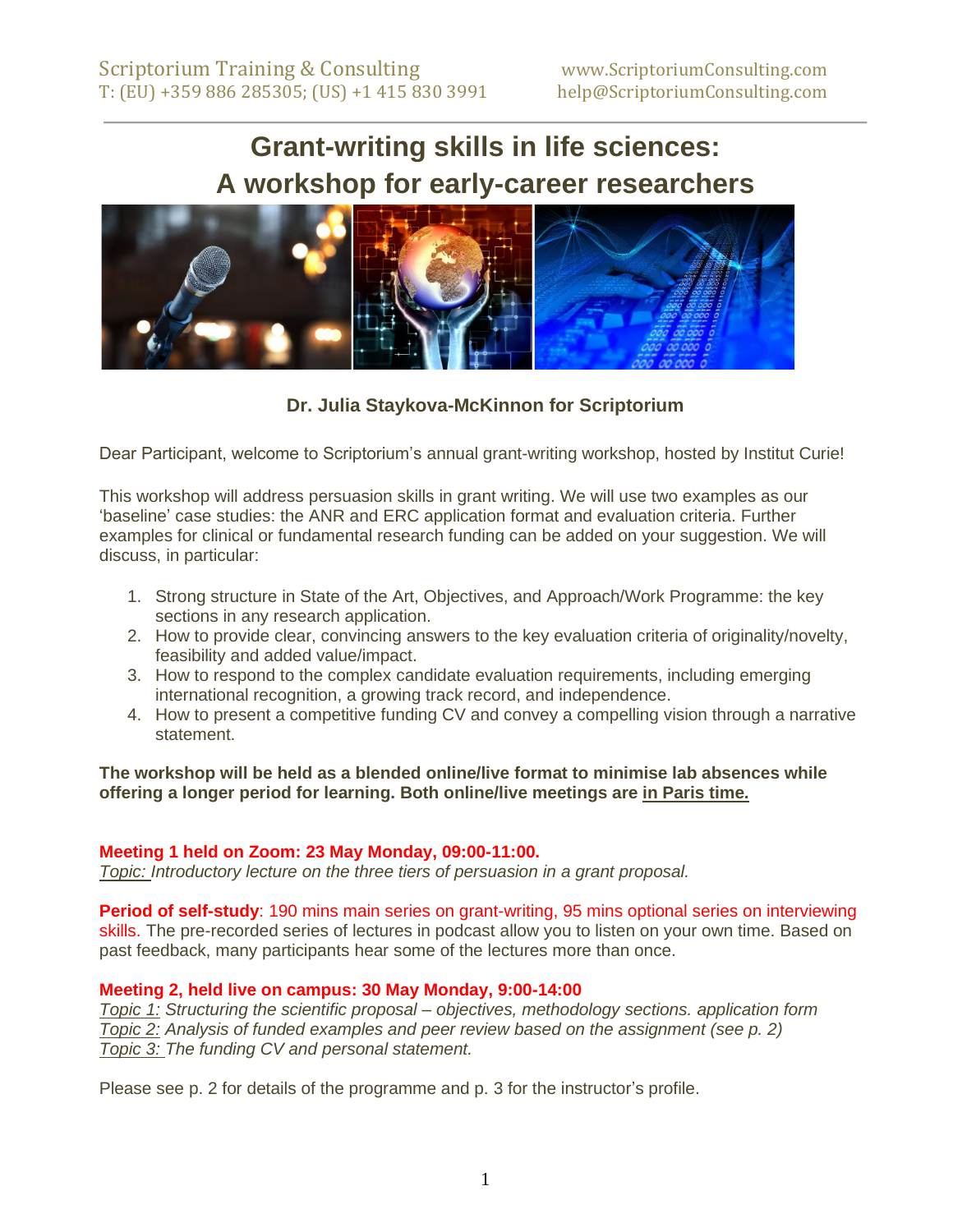Scriptorium Training & Consulting
T: (EU) +359 886 285305; (US) +1 415 830 3991

www.ScriptoriumConsulting.com
help@ScriptoriumConsulting.com

# Grant-writing skills in life sciences: A workshop for early-career researchers

**Dr. Julia Staykova-McKinnon for Scriptorium**

Dear Participant, welcome to Scriptorium's annual grant-writing workshop, hosted by Institut Curie!

This workshop will address persuasion skills in grant writing. We will use two examples as our 'baseline' case studies: the ANR and ERC application format and evaluation criteria. Further examples for clinical or fundamental research funding can be added on your suggestion. We will discuss, in particular:

1. Strong structure in State of the Art, Objectives, and Approach/Work Programme: the key sections in any research application.
2. How to provide clear, convincing answers to the key evaluation criteria of originality/novelty, feasibility and added value/impact.
3. How to respond to the complex candidate evaluation requirements, including emerging international recognition, a growing track record, and independence.
4. How to present a competitive funding CV and convey a compelling vision through a narrative statement.

**The workshop will be held as a blended online/live format to minimise lab absences while offering a longer period for learning. Both online/live meetings are in Paris time.**

**Meeting 1 held on Zoom: 23 May Monday, 09:00-11:00.**
*Topic: Introductory lecture on the three tiers of persuasion in a grant proposal.*

**Period of self-study**: 190 mins main series on grant-writing, 95 mins optional series on interviewing skills. The pre-recorded series of lectures in podcast allow you to listen on your own time. Based on past feedback, many participants hear some of the lectures more than once.

**Meeting 2, held live on campus: 30 May Monday, 9:00-14:00**
*Topic 1: Structuring the scientific proposal – objectives, methodology sections. application form*
*Topic 2: Analysis of funded examples and peer review based on the assignment (see p. 2)*
*Topic 3: The funding CV and personal statement.*

Please see p. 2 for details of the programme and p. 3 for the instructor's profile.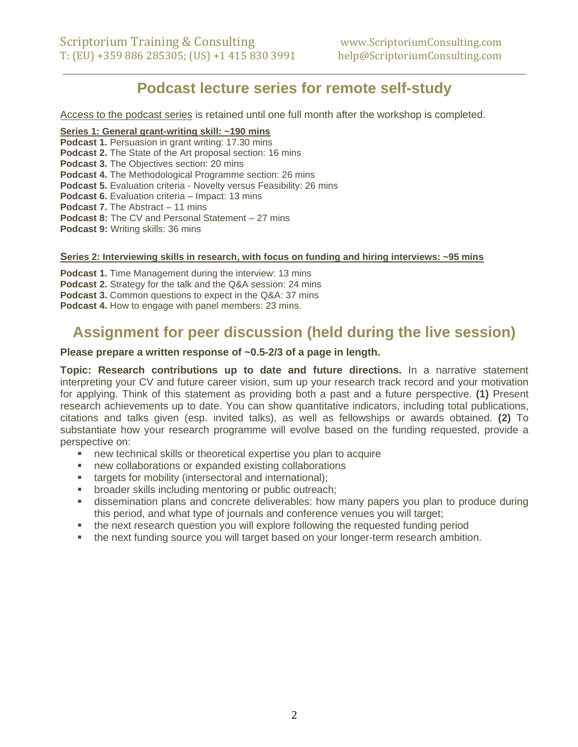## Podcast lecture series for remote self-study

Access to the podcast series is retained until one full month after the workshop is completed.

**Series 1: General grant-writing skill: ~190 mins**

**Podcast 1.** Persuasion in grant writing: 17.30 mins
**Podcast 2.** The State of the Art proposal section: 16 mins
**Podcast 3.** The Objectives section: 20 mins
**Podcast 4.** The Methodological Programme section: 26 mins
**Podcast 5.** Evaluation criteria - Novelty versus Feasibility: 26 mins
**Podcast 6.** Evaluation criteria – Impact: 13 mins
**Podcast 7.** The Abstract – 11 mins
**Podcast 8:** The CV and Personal Statement – 27 mins
**Podcast 9:** Writing skills: 36 mins

**Series 2: Interviewing skills in research, with focus on funding and hiring interviews: ~95 mins**

**Podcast 1.** Time Management during the interview: 13 mins
**Podcast 2.** Strategy for the talk and the Q&A session: 24 mins
**Podcast 3.** Common questions to expect in the Q&A: 37 mins
**Podcast 4.** How to engage with panel members: 23 mins.

## Assignment for peer discussion (held during the live session)

**Please prepare a written response of ~0.5-2/3 of a page in length.**

**Topic: Research contributions up to date and future directions.** In a narrative statement interpreting your CV and future career vision, sum up your research track record and your motivation for applying. Think of this statement as providing both a past and a future perspective. **(1)** Present research achievements up to date. You can show quantitative indicators, including total publications, citations and talks given (esp. invited talks), as well as fellowships or awards obtained. **(2)** To substantiate how your research programme will evolve based on the funding requested, provide a perspective on:

- new technical skills or theoretical expertise you plan to acquire
- new collaborations or expanded existing collaborations
- targets for mobility (intersectoral and international);
- broader skills including mentoring or public outreach;
- dissemination plans and concrete deliverables: how many papers you plan to produce during this period, and what type of journals and conference venues you will target;
- the next research question you will explore following the requested funding period
- the next funding source you will target based on your longer-term research ambition.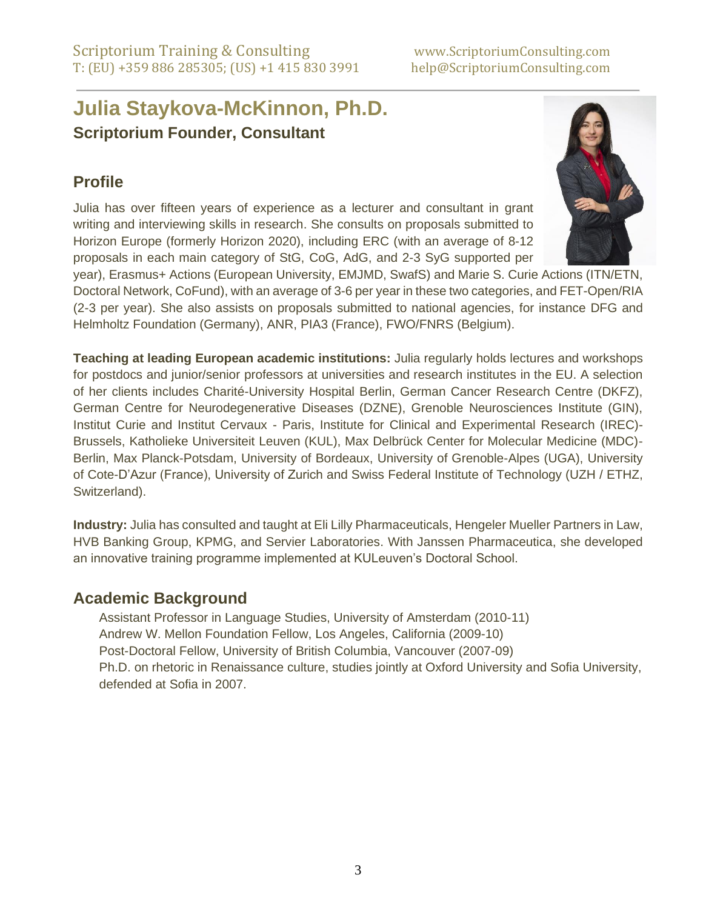# Julia Staykova-McKinnon, Ph.D.

**Scriptorium Founder, Consultant**

## Profile

Julia has over fifteen years of experience as a lecturer and consultant in grant writing and interviewing skills in research. She consults on proposals submitted to Horizon Europe (formerly Horizon 2020), including ERC (with an average of 8-12 proposals in each main category of StG, CoG, AdG, and 2-3 SyG supported per year), Erasmus+ Actions (European University, EMJMD, SwafS) and Marie S. Curie Actions (ITN/ETN, Doctoral Network, CoFund), with an average of 3-6 per year in these two categories, and FET-Open/RIA (2-3 per year). She also assists on proposals submitted to national agencies, for instance DFG and Helmholtz Foundation (Germany), ANR, PIA3 (France), FWO/FNRS (Belgium).

**Teaching at leading European academic institutions:** Julia regularly holds lectures and workshops for postdocs and junior/senior professors at universities and research institutes in the EU. A selection of her clients includes Charité-University Hospital Berlin, German Cancer Research Centre (DKFZ), German Centre for Neurodegenerative Diseases (DZNE), Grenoble Neurosciences Institute (GIN), Institut Curie and Institut Cervaux - Paris, Institute for Clinical and Experimental Research (IREC)-Brussels, Katholieke Universiteit Leuven (KUL), Max Delbrück Center for Molecular Medicine (MDC)-Berlin, Max Planck-Potsdam, University of Bordeaux, University of Grenoble-Alpes (UGA), University of Cote-D'Azur (France), University of Zurich and Swiss Federal Institute of Technology (UZH / ETHZ, Switzerland).

**Industry:** Julia has consulted and taught at Eli Lilly Pharmaceuticals, Hengeler Mueller Partners in Law, HVB Banking Group, KPMG, and Servier Laboratories. With Janssen Pharmaceutica, she developed an innovative training programme implemented at KULeuven's Doctoral School.

## Academic Background

Assistant Professor in Language Studies, University of Amsterdam (2010-11)
Andrew W. Mellon Foundation Fellow, Los Angeles, California (2009-10)
Post-Doctoral Fellow, University of British Columbia, Vancouver (2007-09)
Ph.D. on rhetoric in Renaissance culture, studies jointly at Oxford University and Sofia University, defended at Sofia in 2007.